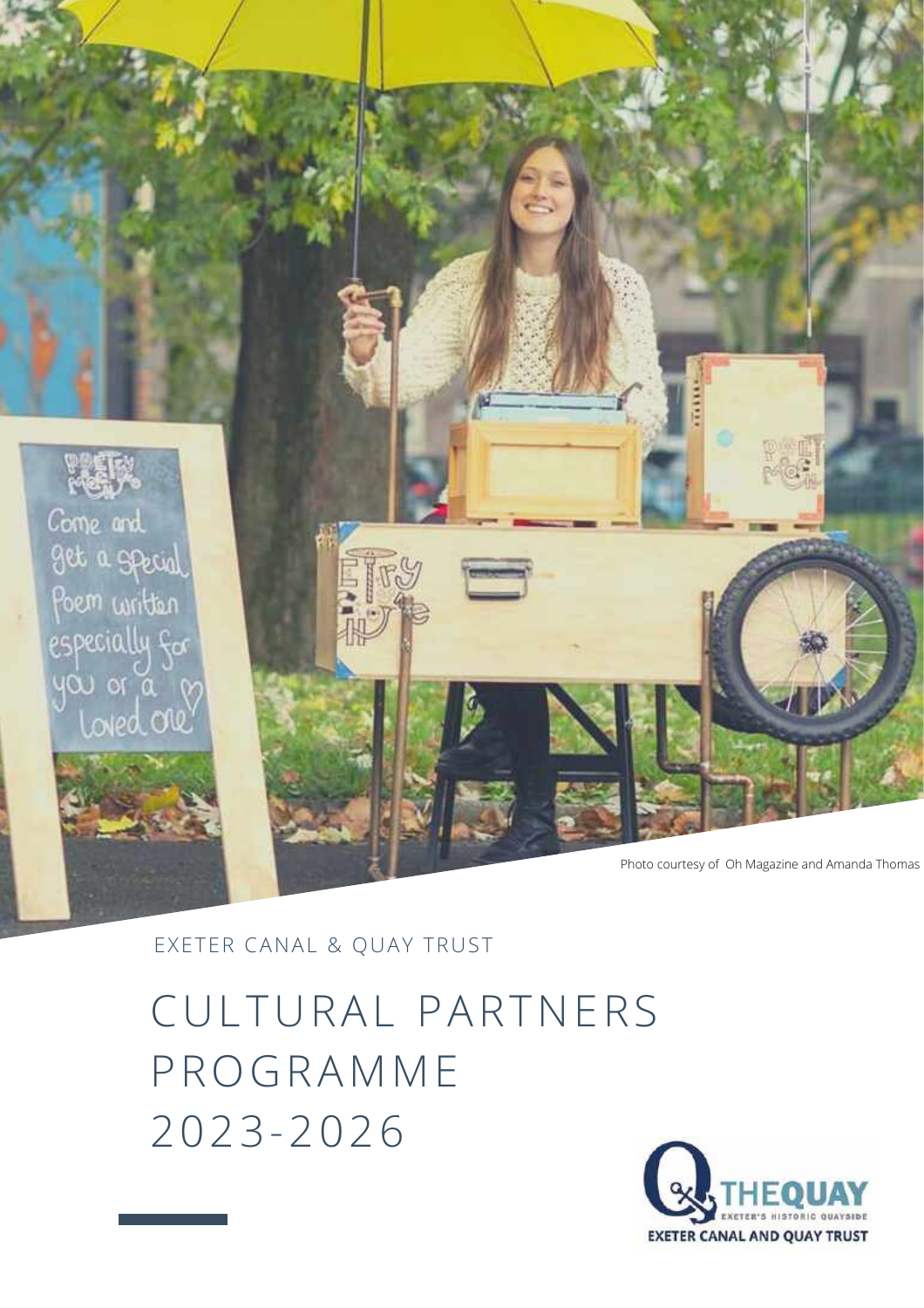Photo courtesy of Oh Magazine and Amanda Thomas

EXETER CANAL & QUAY TRUST

# CULTURAL PARTNERS PROGRAMME 2023-2026

THE QUAY
EXETER'S HISTORIC QUAYSIDE
EXETER CANAL AND QUAY TRUST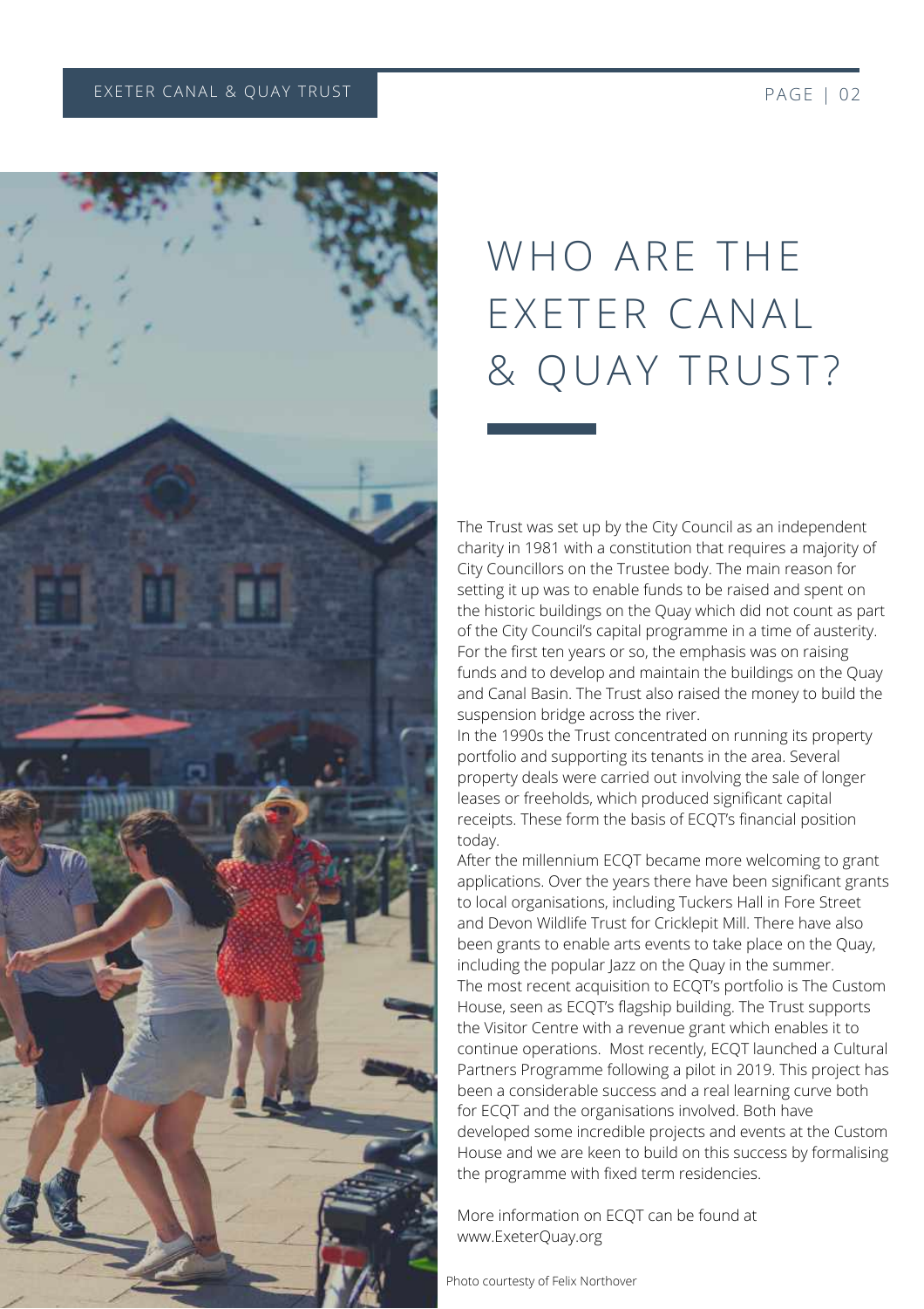# WHO ARE THE EXETER CANAL & QUAY TRUST?

The Trust was set up by the City Council as an independent charity in 1981 with a constitution that requires a majority of City Councillors on the Trustee body. The main reason for setting it up was to enable funds to be raised and spent on the historic buildings on the Quay which did not count as part of the City Council's capital programme in a time of austerity. For the first ten years or so, the emphasis was on raising funds and to develop and maintain the buildings on the Quay and Canal Basin. The Trust also raised the money to build the suspension bridge across the river.

In the 1990s the Trust concentrated on running its property portfolio and supporting its tenants in the area. Several property deals were carried out involving the sale of longer leases or freeholds, which produced significant capital receipts. These form the basis of ECQT's financial position today.

After the millennium ECQT became more welcoming to grant applications. Over the years there have been significant grants to local organisations, including Tuckers Hall in Fore Street and Devon Wildlife Trust for Cricklepit Mill. There have also been grants to enable arts events to take place on the Quay, including the popular Jazz on the Quay in the summer.

The most recent acquisition to ECQT's portfolio is The Custom House, seen as ECQT's flagship building. The Trust supports the Visitor Centre with a revenue grant which enables it to continue operations. Most recently, ECQT launched a Cultural Partners Programme following a pilot in 2019. This project has been a considerable success and a real learning curve both for ECQT and the organisations involved. Both have developed some incredible projects and events at the Custom House and we are keen to build on this success by formalising the programme with fixed term residencies.

More information on ECQT can be found at www.ExeterQuay.org

Photo courtesty of Felix Northover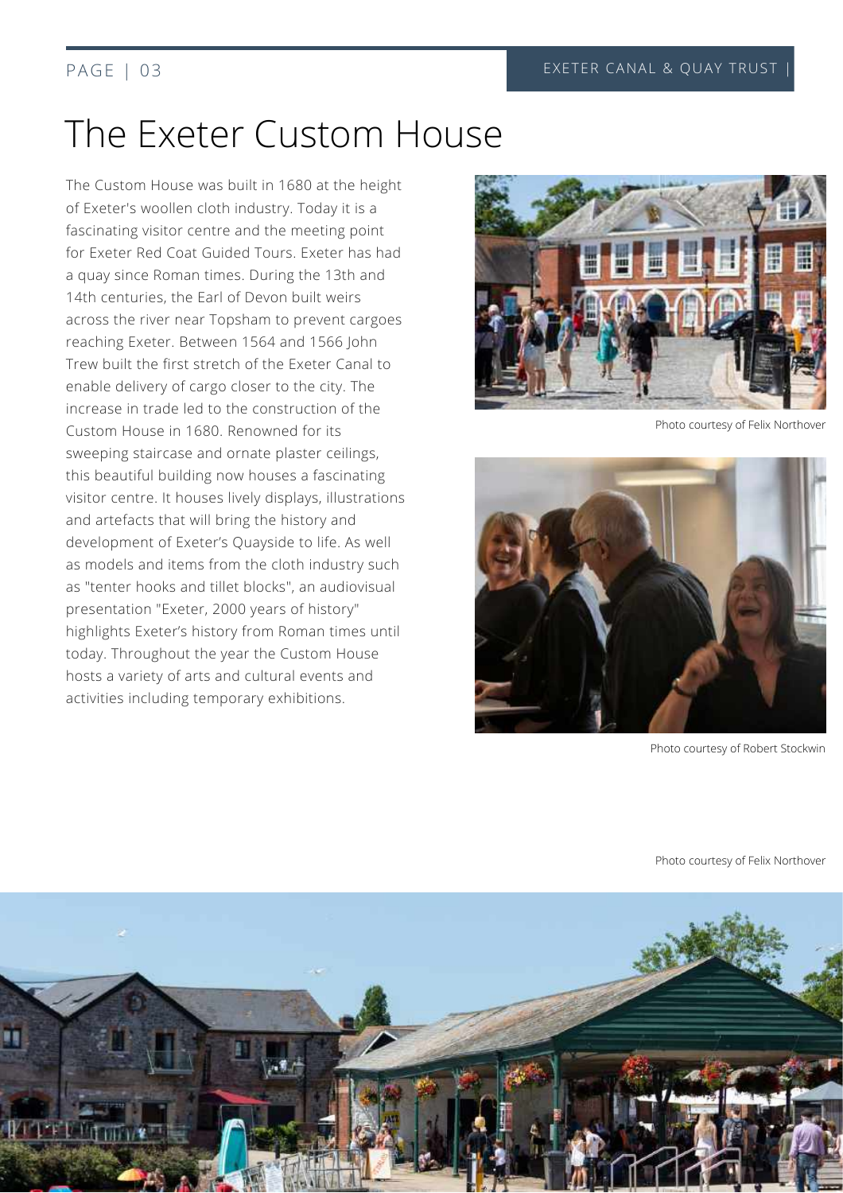# The Exeter Custom House

The Custom House was built in 1680 at the height of Exeter's woollen cloth industry. Today it is a fascinating visitor centre and the meeting point for Exeter Red Coat Guided Tours. Exeter has had a quay since Roman times. During the 13th and 14th centuries, the Earl of Devon built weirs across the river near Topsham to prevent cargoes reaching Exeter. Between 1564 and 1566 John Trew built the first stretch of the Exeter Canal to enable delivery of cargo closer to the city. The increase in trade led to the construction of the Custom House in 1680. Renowned for its sweeping staircase and ornate plaster ceilings, this beautiful building now houses a fascinating visitor centre. It houses lively displays, illustrations and artefacts that will bring the history and development of Exeter's Quayside to life. As well as models and items from the cloth industry such as "tenter hooks and tillet blocks", an audiovisual presentation "Exeter, 2000 years of history" highlights Exeter's history from Roman times until today. Throughout the year the Custom House hosts a variety of arts and cultural events and activities including temporary exhibitions.

Photo courtesy of Felix Northover

Photo courtesy of Robert Stockwin

Photo courtesy of Felix Northover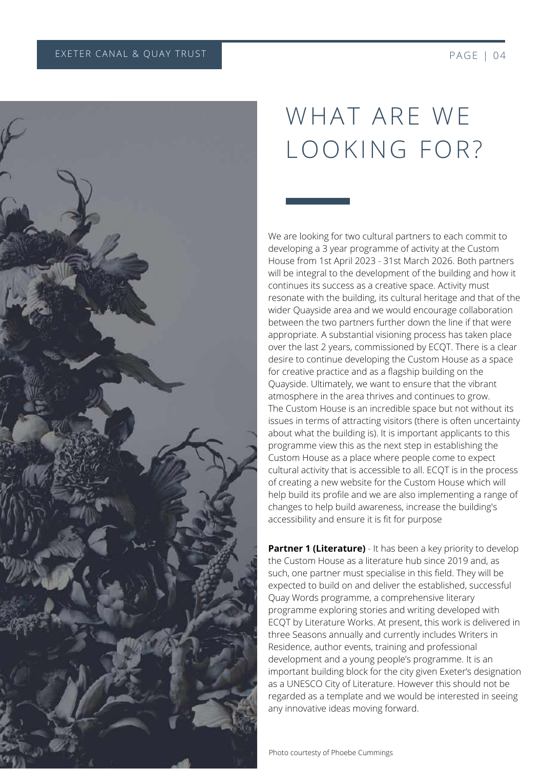# WHAT ARE WE LOOKING FOR?

We are looking for two cultural partners to each commit to developing a 3 year programme of activity at the Custom House from 1st April 2023 - 31st March 2026. Both partners will be integral to the development of the building and how it continues its success as a creative space. Activity must resonate with the building, its cultural heritage and that of the wider Quayside area and we would encourage collaboration between the two partners further down the line if that were appropriate. A substantial visioning process has taken place over the last 2 years, commissioned by ECQT. There is a clear desire to continue developing the Custom House as a space for creative practice and as a flagship building on the Quayside. Ultimately, we want to ensure that the vibrant atmosphere in the area thrives and continues to grow.
The Custom House is an incredible space but not without its issues in terms of attracting visitors (there is often uncertainty about what the building is). It is important applicants to this programme view this as the next step in establishing the Custom House as a place where people come to expect cultural activity that is accessible to all. ECQT is in the process of creating a new website for the Custom House which will help build its profile and we are also implementing a range of changes to help build awareness, increase the building's accessibility and ensure it is fit for purpose

**Partner 1 (Literature)** - It has been a key priority to develop the Custom House as a literature hub since 2019 and, as such, one partner must specialise in this field. They will be expected to build on and deliver the established, successful Quay Words programme, a comprehensive literary programme exploring stories and writing developed with ECQT by Literature Works. At present, this work is delivered in three Seasons annually and currently includes Writers in Residence, author events, training and professional development and a young people's programme. It is an important building block for the city given Exeter's designation as a UNESCO City of Literature. However this should not be regarded as a template and we would be interested in seeing any innovative ideas moving forward.

Photo courtesy of Phoebe Cummings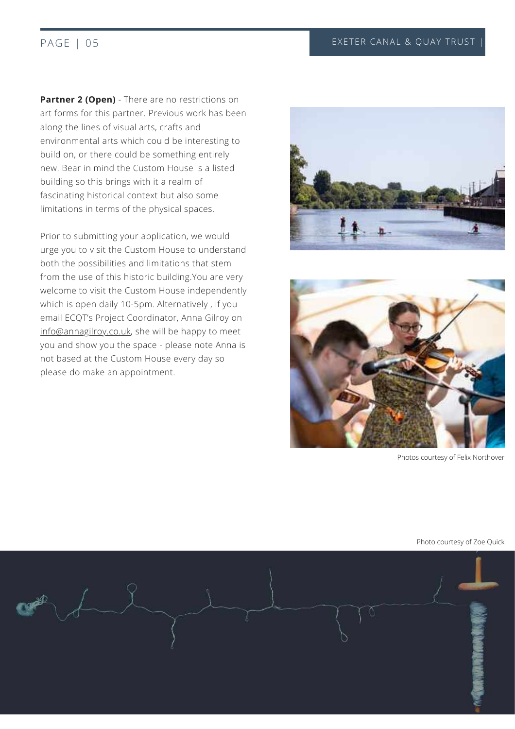**Partner 2 (Open)** - There are no restrictions on art forms for this partner. Previous work has been along the lines of visual arts, crafts and environmental arts which could be interesting to build on, or there could be something entirely new. Bear in mind the Custom House is a listed building so this brings with it a realm of fascinating historical context but also some limitations in terms of the physical spaces.

Prior to submitting your application, we would urge you to visit the Custom House to understand both the possibilities and limitations that stem from the use of this historic building.You are very welcome to visit the Custom House independently which is open daily 10-5pm. Alternatively , if you email ECQT's Project Coordinator, Anna Gilroy on info@annagilroy.co.uk, she will be happy to meet you and show you the space - please note Anna is not based at the Custom House every day so please do make an appointment.

Photos courtesy of Felix Northover

Photo courtesy of Zoe Quick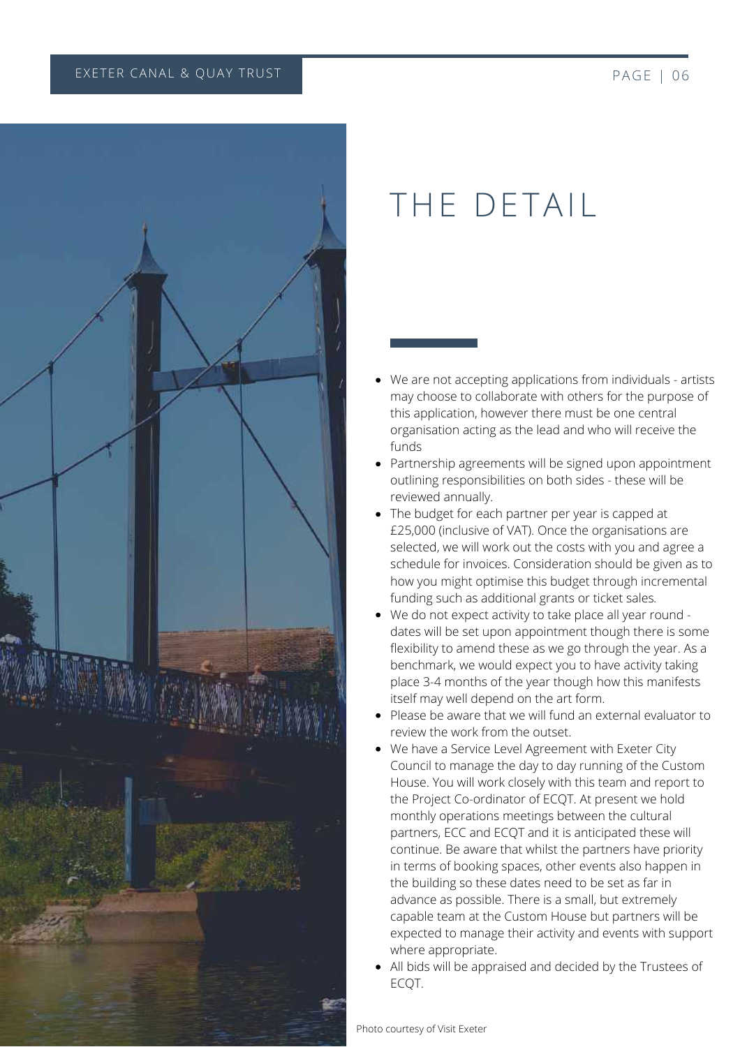# THE DETAIL

- We are not accepting applications from individuals - artists may choose to collaborate with others for the purpose of this application, however there must be one central organisation acting as the lead and who will receive the funds
- Partnership agreements will be signed upon appointment outlining responsibilities on both sides - these will be reviewed annually.
- The budget for each partner per year is capped at £25,000 (inclusive of VAT). Once the organisations are selected, we will work out the costs with you and agree a schedule for invoices. Consideration should be given as to how you might optimise this budget through incremental funding such as additional grants or ticket sales.
- We do not expect activity to take place all year round - dates will be set upon appointment though there is some flexibility to amend these as we go through the year. As a benchmark, we would expect you to have activity taking place 3-4 months of the year though how this manifests itself may well depend on the art form.
- Please be aware that we will fund an external evaluator to review the work from the outset.
- We have a Service Level Agreement with Exeter City Council to manage the day to day running of the Custom House. You will work closely with this team and report to the Project Co-ordinator of ECQT. At present we hold monthly operations meetings between the cultural partners, ECC and ECQT and it is anticipated these will continue. Be aware that whilst the partners have priority in terms of booking spaces, other events also happen in the building so these dates need to be set as far in advance as possible. There is a small, but extremely capable team at the Custom House but partners will be expected to manage their activity and events with support where appropriate.
- All bids will be appraised and decided by the Trustees of ECQT.

Photo courtesy of Visit Exeter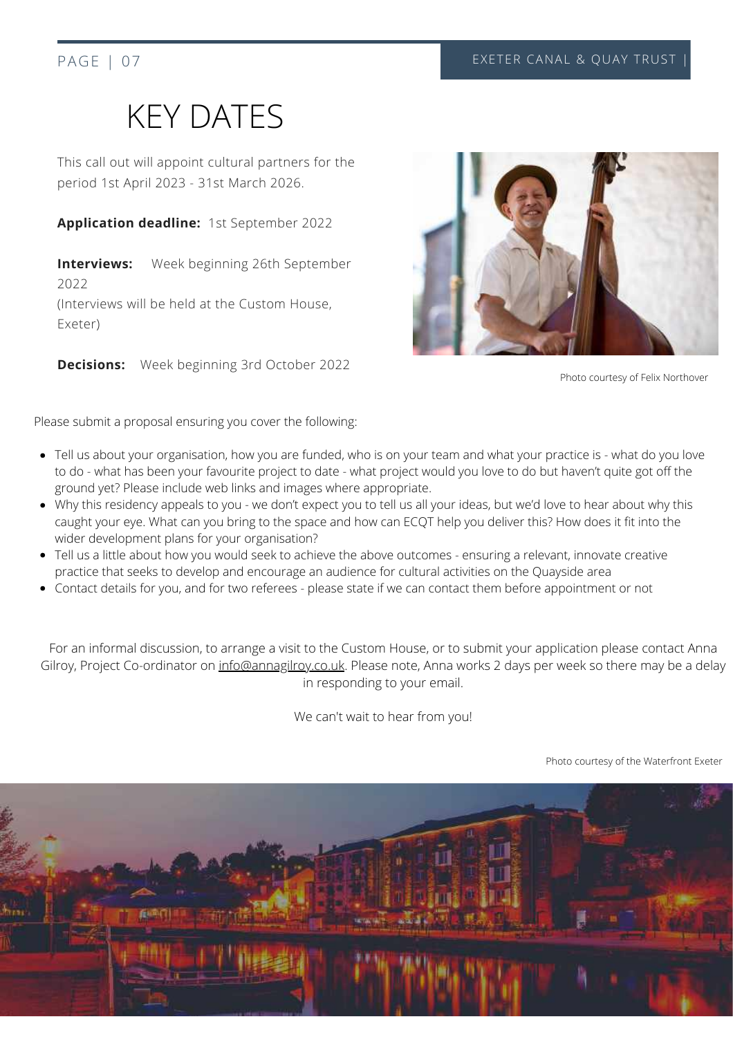# KEY DATES

This call out will appoint cultural partners for the period 1st April 2023 - 31st March 2026.

**Application deadline:** 1st September 2022

**Interviews:** Week beginning 26th September 2022
(Interviews will be held at the Custom House, Exeter)

**Decisions:** Week beginning 3rd October 2022

Photo courtesy of Felix Northover

Please submit a proposal ensuring you cover the following:

- Tell us about your organisation, how you are funded, who is on your team and what your practice is - what do you love to do - what has been your favourite project to date - what project would you love to do but haven't quite got off the ground yet? Please include web links and images where appropriate.
- Why this residency appeals to you - we don't expect you to tell us all your ideas, but we'd love to hear about why this caught your eye. What can you bring to the space and how can ECQT help you deliver this? How does it fit into the wider development plans for your organisation?
- Tell us a little about how you would seek to achieve the above outcomes - ensuring a relevant, innovate creative practice that seeks to develop and encourage an audience for cultural activities on the Quayside area
- Contact details for you, and for two referees - please state if we can contact them before appointment or not

For an informal discussion, to arrange a visit to the Custom House, or to submit your application please contact Anna Gilroy, Project Co-ordinator on info@annagilroy.co.uk. Please note, Anna works 2 days per week so there may be a delay in responding to your email.

We can't wait to hear from you!

Photo courtesy of the Waterfront Exeter